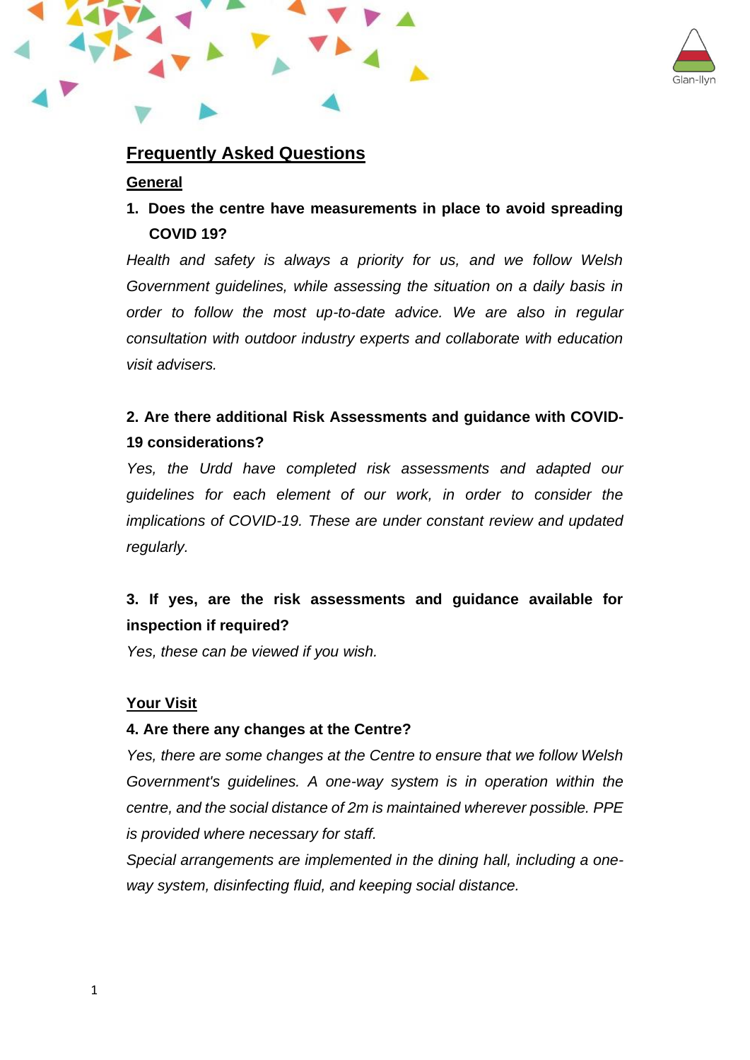# Frequently Asked Questions

## General

**1. Does the centre have measurements in place to avoid spreading COVID 19?**

*Health and safety is always a priority for us, and we follow Welsh Government guidelines, while assessing the situation on a daily basis in order to follow the most up-to-date advice. We are also in regular consultation with outdoor industry experts and collaborate with education visit advisers.*

**2. Are there additional Risk Assessments and guidance with COVID-19 considerations?**

*Yes, the Urdd have completed risk assessments and adapted our guidelines for each element of our work, in order to consider the implications of COVID-19. These are under constant review and updated regularly.*

**3. If yes, are the risk assessments and guidance available for inspection if required?**

*Yes, these can be viewed if you wish.*

## Your Visit

**4. Are there any changes at the Centre?**

*Yes, there are some changes at the Centre to ensure that we follow Welsh Government's guidelines. A one-way system is in operation within the centre, and the social distance of 2m is maintained wherever possible. PPE is provided where necessary for staff.*

*Special arrangements are implemented in the dining hall, including a one-way system, disinfecting fluid, and keeping social distance.*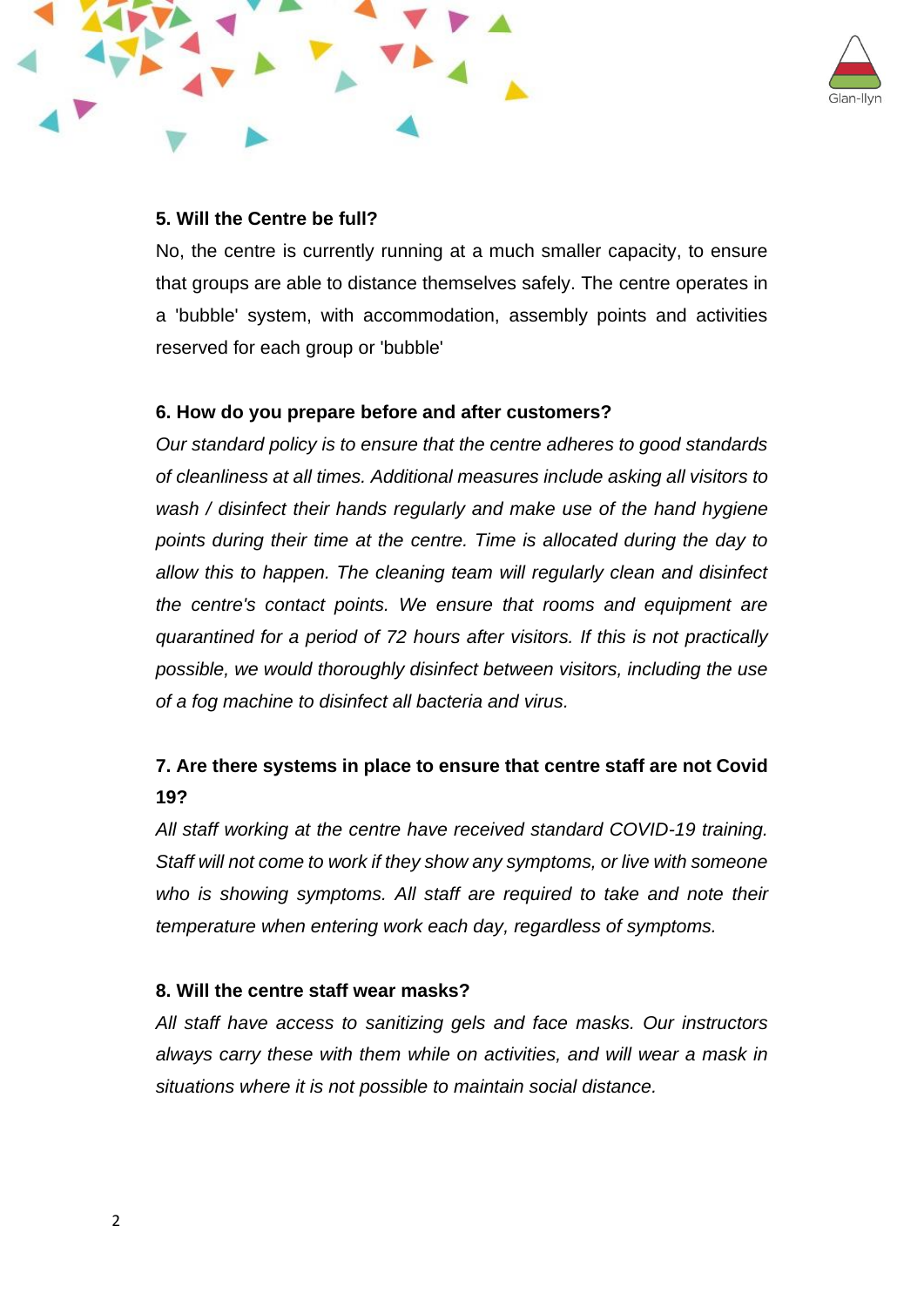**5. Will the Centre be full?**

No, the centre is currently running at a much smaller capacity, to ensure that groups are able to distance themselves safely. The centre operates in a 'bubble' system, with accommodation, assembly points and activities reserved for each group or 'bubble'

**6. How do you prepare before and after customers?**

*Our standard policy is to ensure that the centre adheres to good standards of cleanliness at all times. Additional measures include asking all visitors to wash / disinfect their hands regularly and make use of the hand hygiene points during their time at the centre. Time is allocated during the day to allow this to happen. The cleaning team will regularly clean and disinfect the centre's contact points. We ensure that rooms and equipment are quarantined for a period of 72 hours after visitors. If this is not practically possible, we would thoroughly disinfect between visitors, including the use of a fog machine to disinfect all bacteria and virus.*

**7. Are there systems in place to ensure that centre staff are not Covid 19?**

*All staff working at the centre have received standard COVID-19 training. Staff will not come to work if they show any symptoms, or live with someone who is showing symptoms. All staff are required to take and note their temperature when entering work each day, regardless of symptoms.*

**8. Will the centre staff wear masks?**

*All staff have access to sanitizing gels and face masks. Our instructors always carry these with them while on activities, and will wear a mask in situations where it is not possible to maintain social distance.*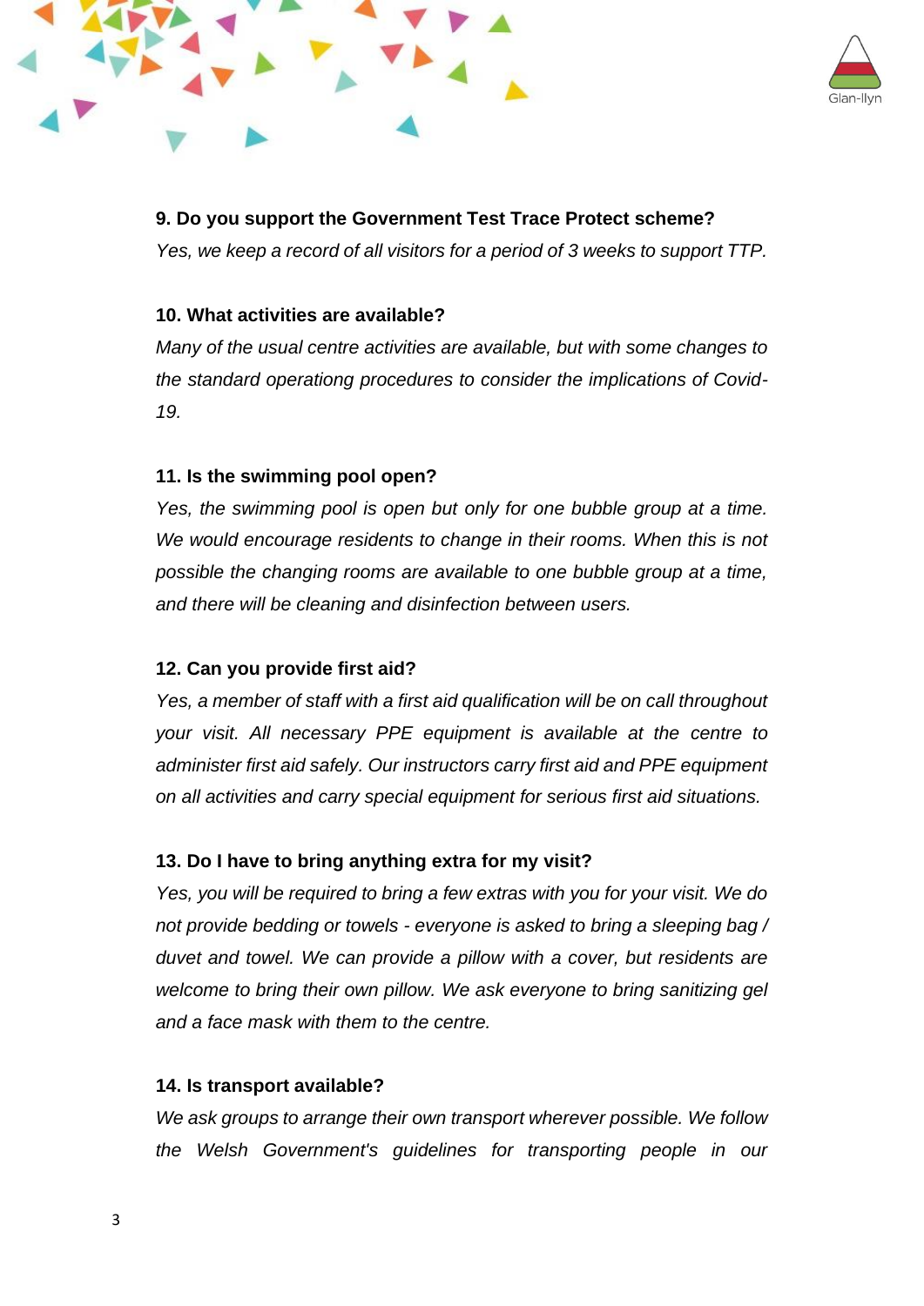**9. Do you support the Government Test Trace Protect scheme?**

*Yes, we keep a record of all visitors for a period of 3 weeks to support TTP.*

**10. What activities are available?**

*Many of the usual centre activities are available, but with some changes to the standard operationg procedures to consider the implications of Covid-19.*

**11. Is the swimming pool open?**

*Yes, the swimming pool is open but only for one bubble group at a time. We would encourage residents to change in their rooms. When this is not possible the changing rooms are available to one bubble group at a time, and there will be cleaning and disinfection between users.*

**12. Can you provide first aid?**

*Yes, a member of staff with a first aid qualification will be on call throughout your visit. All necessary PPE equipment is available at the centre to administer first aid safely. Our instructors carry first aid and PPE equipment on all activities and carry special equipment for serious first aid situations.*

**13. Do I have to bring anything extra for my visit?**

*Yes, you will be required to bring a few extras with you for your visit. We do not provide bedding or towels - everyone is asked to bring a sleeping bag / duvet and towel. We can provide a pillow with a cover, but residents are welcome to bring their own pillow. We ask everyone to bring sanitizing gel and a face mask with them to the centre.*

**14. Is transport available?**

*We ask groups to arrange their own transport wherever possible. We follow the Welsh Government's guidelines for transporting people in our*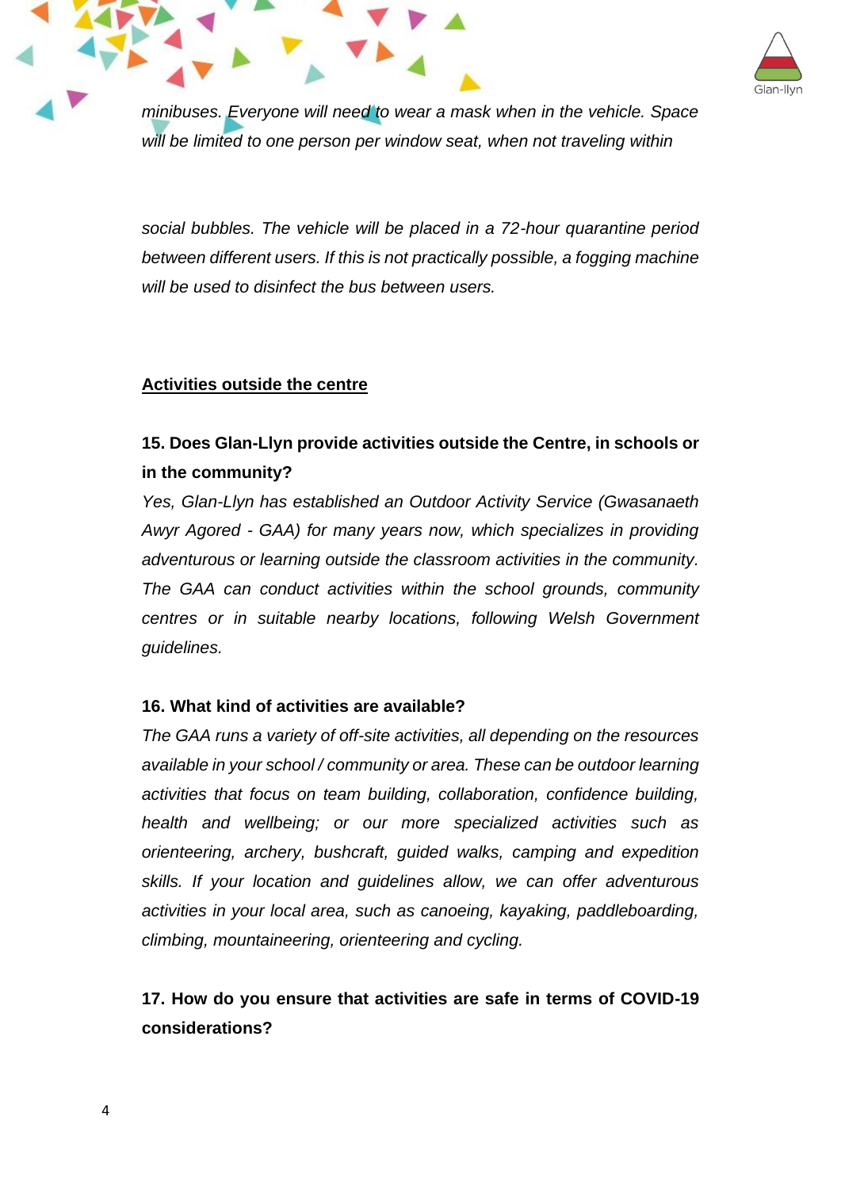*minibuses. Everyone will need to wear a mask when in the vehicle. Space will be limited to one person per window seat, when not traveling within*

*social bubbles. The vehicle will be placed in a 72-hour quarantine period between different users. If this is not practically possible, a fogging machine will be used to disinfect the bus between users.*

## Activities outside the centre

### 15. Does Glan-Llyn provide activities outside the Centre, in schools or in the community?

*Yes, Glan-Llyn has established an Outdoor Activity Service (Gwasanaeth Awyr Agored - GAA) for many years now, which specializes in providing adventurous or learning outside the classroom activities in the community. The GAA can conduct activities within the school grounds, community centres or in suitable nearby locations, following Welsh Government guidelines.*

### 16. What kind of activities are available?

*The GAA runs a variety of off-site activities, all depending on the resources available in your school / community or area. These can be outdoor learning activities that focus on team building, collaboration, confidence building, health and wellbeing; or our more specialized activities such as orienteering, archery, bushcraft, guided walks, camping and expedition skills. If your location and guidelines allow, we can offer adventurous activities in your local area, such as canoeing, kayaking, paddleboarding, climbing, mountaineering, orienteering and cycling.*

### 17. How do you ensure that activities are safe in terms of COVID-19 considerations?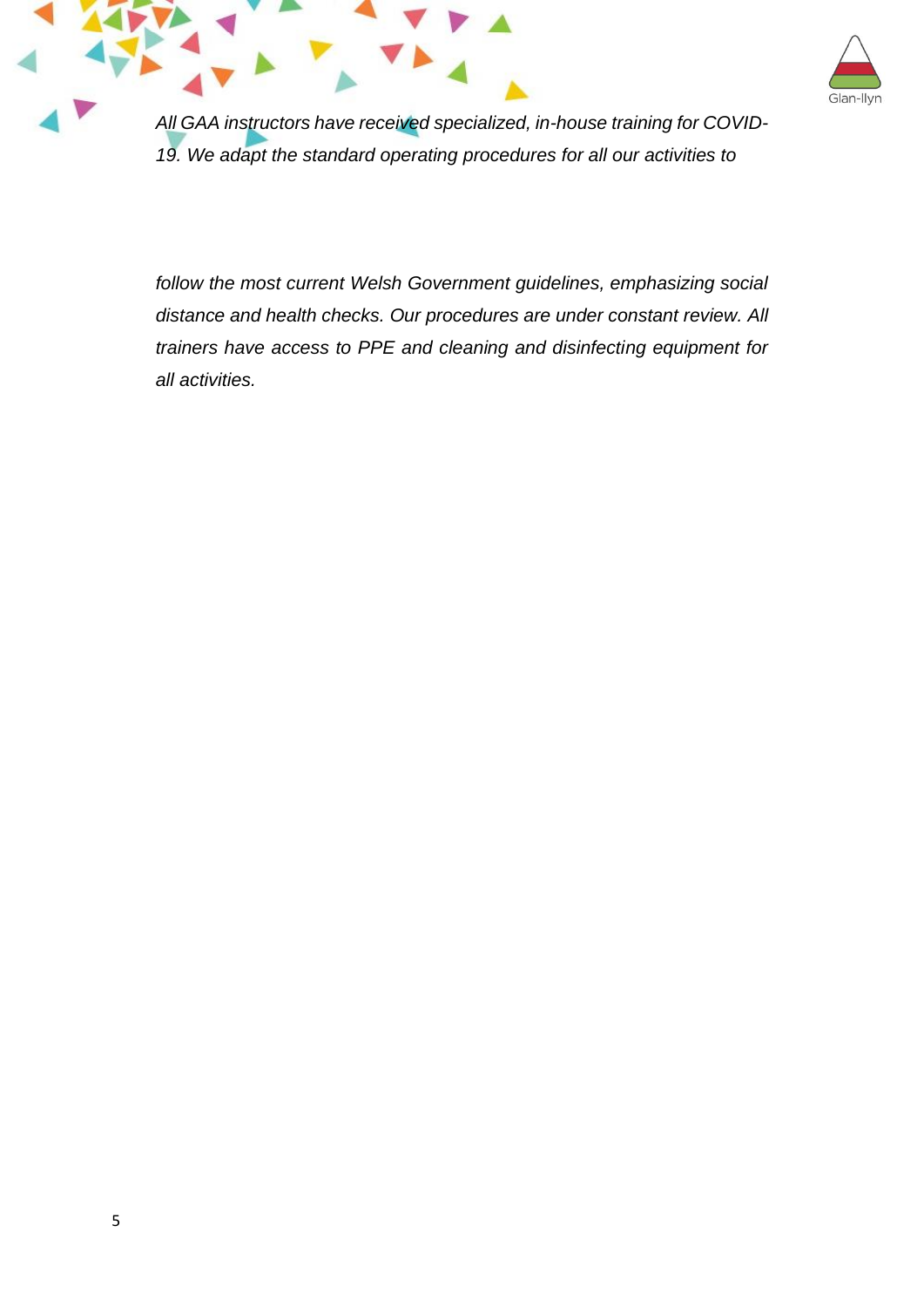*All GAA instructors have received specialized, in-house training for COVID-19. We adapt the standard operating procedures for all our activities to*

*follow the most current Welsh Government guidelines, emphasizing social distance and health checks. Our procedures are under constant review. All trainers have access to PPE and cleaning and disinfecting equipment for all activities.*